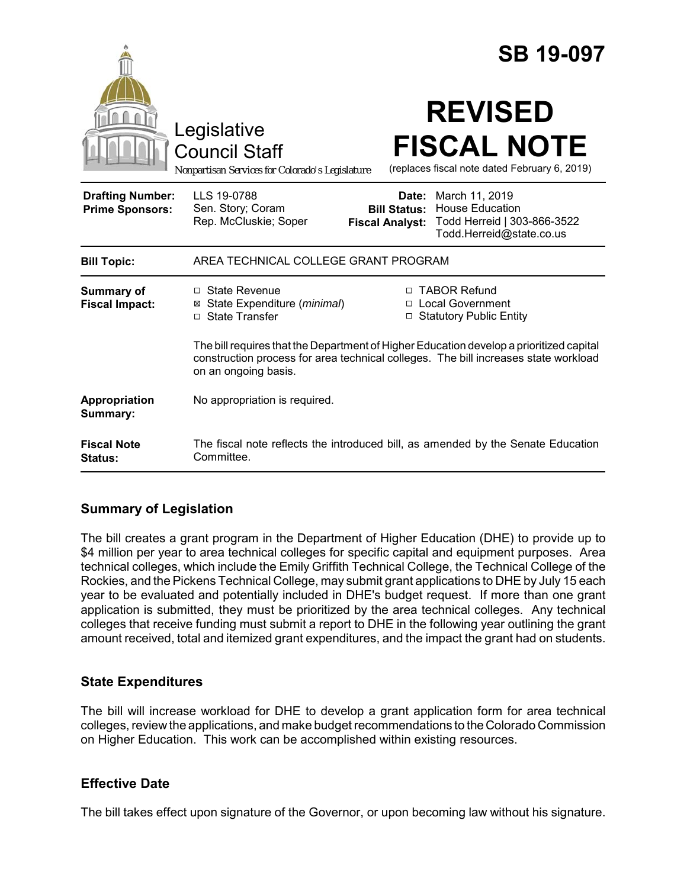# SB 19-097

Legislative Council Staff

*Nonpartisan Services for Colorado's Legislature*

# REVISED FISCAL NOTE

(replaces fiscal note dated February 6, 2019)

| | | | |
|---|---|---|---|
| **Drafting Number:** | LLS 19-0788 | **Date:** | March 11, 2019 |
| **Prime Sponsors:** | Sen. Story; Coram<br>Rep. McCluskie; Soper | **Bill Status:** | House Education |
| | | **Fiscal Analyst:** | Todd Herreid \| 303-866-3522<br>Todd.Herreid@state.co.us |

| | |
|---|---|
| **Bill Topic:** | AREA TECHNICAL COLLEGE GRANT PROGRAM |
| **Summary of Fiscal Impact:** | ☐ State Revenue<br>☒ State Expenditure (*minimal*)<br>☐ State Transfer<br>☐ TABOR Refund<br>☐ Local Government<br>☐ Statutory Public Entity<br><br>The bill requires that the Department of Higher Education develop a prioritized capital construction process for area technical colleges. The bill increases state workload on an ongoing basis. |
| **Appropriation Summary:** | No appropriation is required. |
| **Fiscal Note Status:** | The fiscal note reflects the introduced bill, as amended by the Senate Education Committee. |

## Summary of Legislation

The bill creates a grant program in the Department of Higher Education (DHE) to provide up to $4 million per year to area technical colleges for specific capital and equipment purposes. Area technical colleges, which include the Emily Griffith Technical College, the Technical College of the Rockies, and the Pickens Technical College, may submit grant applications to DHE by July 15 each year to be evaluated and potentially included in DHE's budget request. If more than one grant application is submitted, they must be prioritized by the area technical colleges. Any technical colleges that receive funding must submit a report to DHE in the following year outlining the grant amount received, total and itemized grant expenditures, and the impact the grant had on students.

## State Expenditures

The bill will increase workload for DHE to develop a grant application form for area technical colleges, review the applications, and make budget recommendations to the Colorado Commission on Higher Education. This work can be accomplished within existing resources.

## Effective Date

The bill takes effect upon signature of the Governor, or upon becoming law without his signature.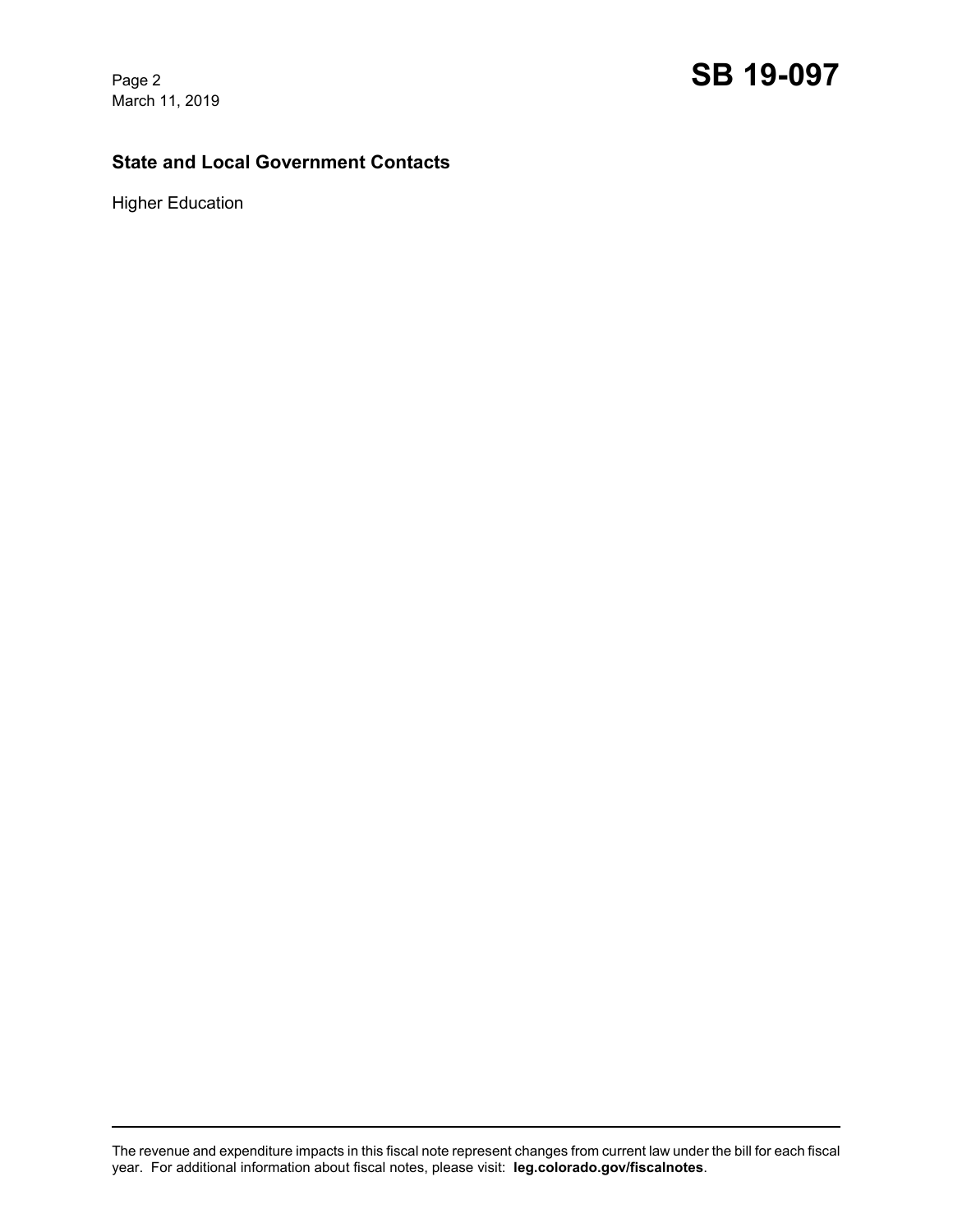### State and Local Government Contacts

Higher Education

---

The revenue and expenditure impacts in this fiscal note represent changes from current law under the bill for each fiscal year. For additional information about fiscal notes, please visit: **leg.colorado.gov/fiscalnotes**.